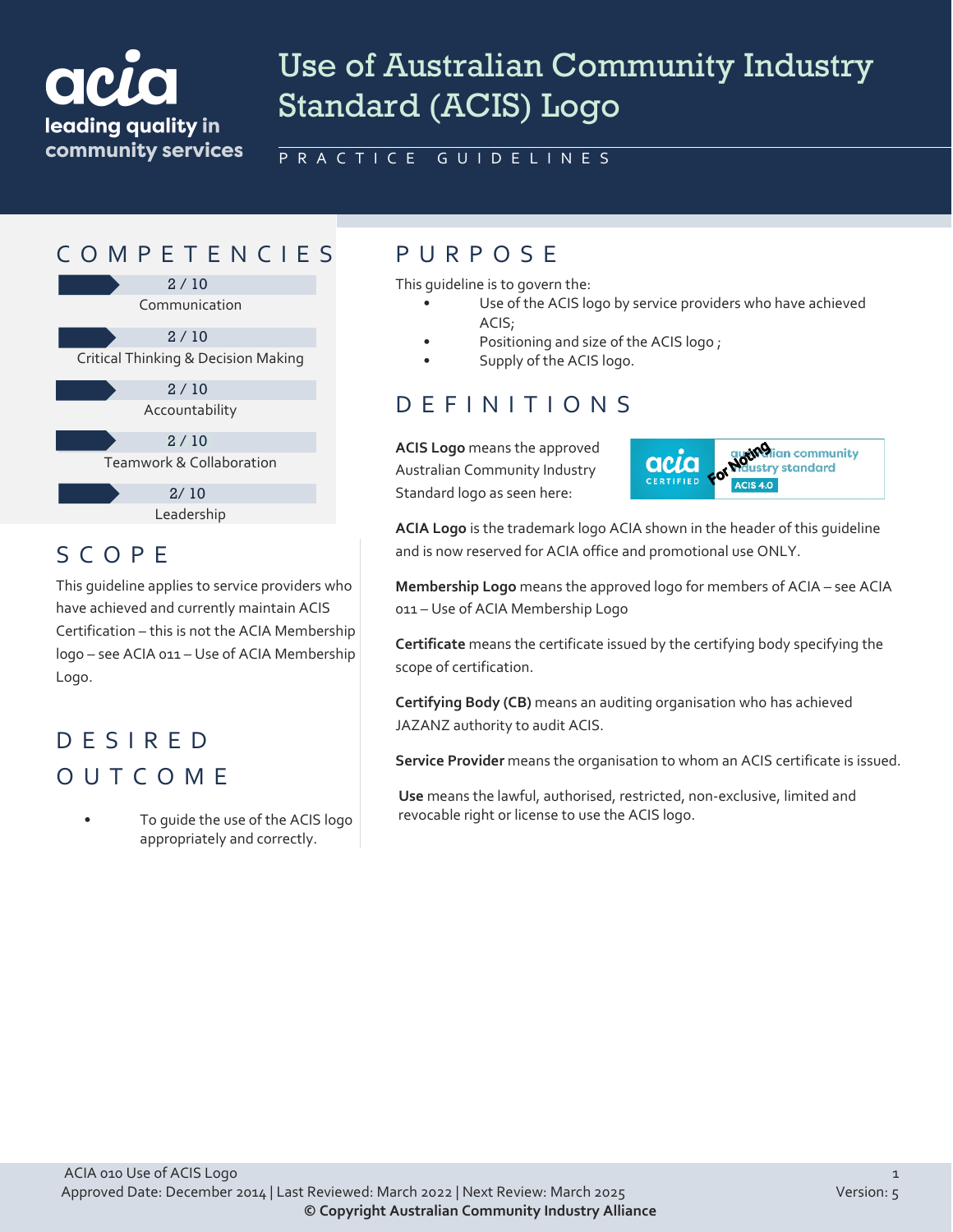# Use of Australian Community Industry Standard (ACIS) Logo

PRACTICE GUIDELINES

## COMPETENCIES

2 / 10
Communication

2 / 10
Critical Thinking & Decision Making

2 / 10
Accountability

2 / 10
Teamwork & Collaboration

2/ 10
Leadership

## SCOPE

This guideline applies to service providers who have achieved and currently maintain ACIS Certification – this is not the ACIA Membership logo – see ACIA 011 – Use of ACIA Membership Logo.

## DESIRED OUTCOME

- To guide the use of the ACIS logo appropriately and correctly.

## PURPOSE

This guideline is to govern the:

- Use of the ACIS logo by service providers who have achieved ACIS;
- Positioning and size of the ACIS logo ;
- Supply of the ACIS logo.

## DEFINITIONS

**ACIS Logo** means the approved Australian Community Industry Standard logo as seen here:

**ACIA Logo** is the trademark logo ACIA shown in the header of this guideline and is now reserved for ACIA office and promotional use ONLY.

**Membership Logo** means the approved logo for members of ACIA – see ACIA 011 – Use of ACIA Membership Logo

**Certificate** means the certificate issued by the certifying body specifying the scope of certification.

**Certifying Body (CB)** means an auditing organisation who has achieved JAZANZ authority to audit ACIS.

**Service Provider** means the organisation to whom an ACIS certificate is issued.

**Use** means the lawful, authorised, restricted, non-exclusive, limited and revocable right or license to use the ACIS logo.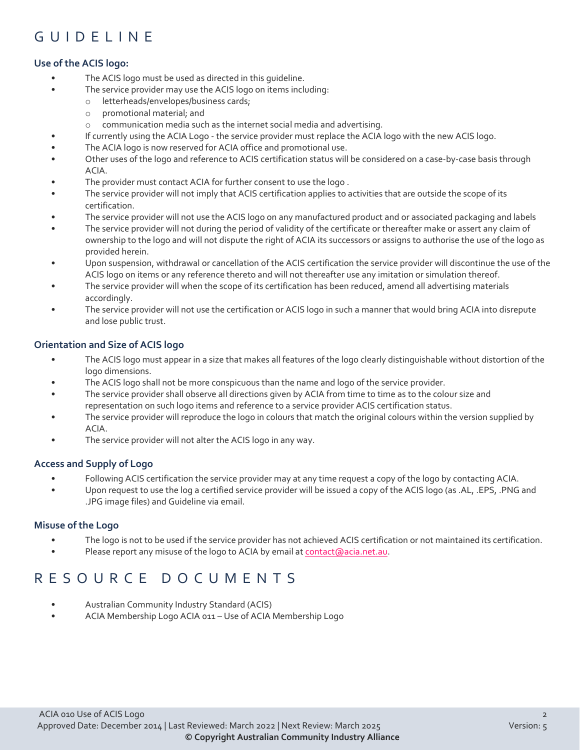# GUIDELINE

### Use of the ACIS logo:

- The ACIS logo must be used as directed in this guideline.
- The service provider may use the ACIS logo on items including:
  - letterheads/envelopes/business cards;
  - promotional material; and
  - communication media such as the internet social media and advertising.
- If currently using the ACIA Logo - the service provider must replace the ACIA logo with the new ACIS logo.
- The ACIA logo is now reserved for ACIA office and promotional use.
- Other uses of the logo and reference to ACIS certification status will be considered on a case-by-case basis through ACIA.
- The provider must contact ACIA for further consent to use the logo .
- The service provider will not imply that ACIS certification applies to activities that are outside the scope of its certification.
- The service provider will not use the ACIS logo on any manufactured product and or associated packaging and labels
- The service provider will not during the period of validity of the certificate or thereafter make or assert any claim of ownership to the logo and will not dispute the right of ACIA its successors or assigns to authorise the use of the logo as provided herein.
- Upon suspension, withdrawal or cancellation of the ACIS certification the service provider will discontinue the use of the ACIS logo on items or any reference thereto and will not thereafter use any imitation or simulation thereof.
- The service provider will when the scope of its certification has been reduced, amend all advertising materials accordingly.
- The service provider will not use the certification or ACIS logo in such a manner that would bring ACIA into disrepute and lose public trust.

### Orientation and Size of ACIS logo

- The ACIS logo must appear in a size that makes all features of the logo clearly distinguishable without distortion of the logo dimensions.
- The ACIS logo shall not be more conspicuous than the name and logo of the service provider.
- The service provider shall observe all directions given by ACIA from time to time as to the colour size and representation on such logo items and reference to a service provider ACIS certification status.
- The service provider will reproduce the logo in colours that match the original colours within the version supplied by ACIA.
- The service provider will not alter the ACIS logo in any way.

### Access and Supply of Logo

- Following ACIS certification the service provider may at any time request a copy of the logo by contacting ACIA.
- Upon request to use the log a certified service provider will be issued a copy of the ACIS logo (as .AL, .EPS, .PNG and .JPG image files) and Guideline via email.

### Misuse of the Logo

- The logo is not to be used if the service provider has not achieved ACIS certification or not maintained its certification.
- Please report any misuse of the logo to ACIA by email at contact@acia.net.au.

# RESOURCE DOCUMENTS

- Australian Community Industry Standard (ACIS)
- ACIA Membership Logo ACIA 011 – Use of ACIA Membership Logo

ACIA 010 Use of ACIS Logo
Approved Date: December 2014 | Last Reviewed: March 2022 | Next Review: March 2025 Version: 5
**© Copyright Australian Community Industry Alliance**